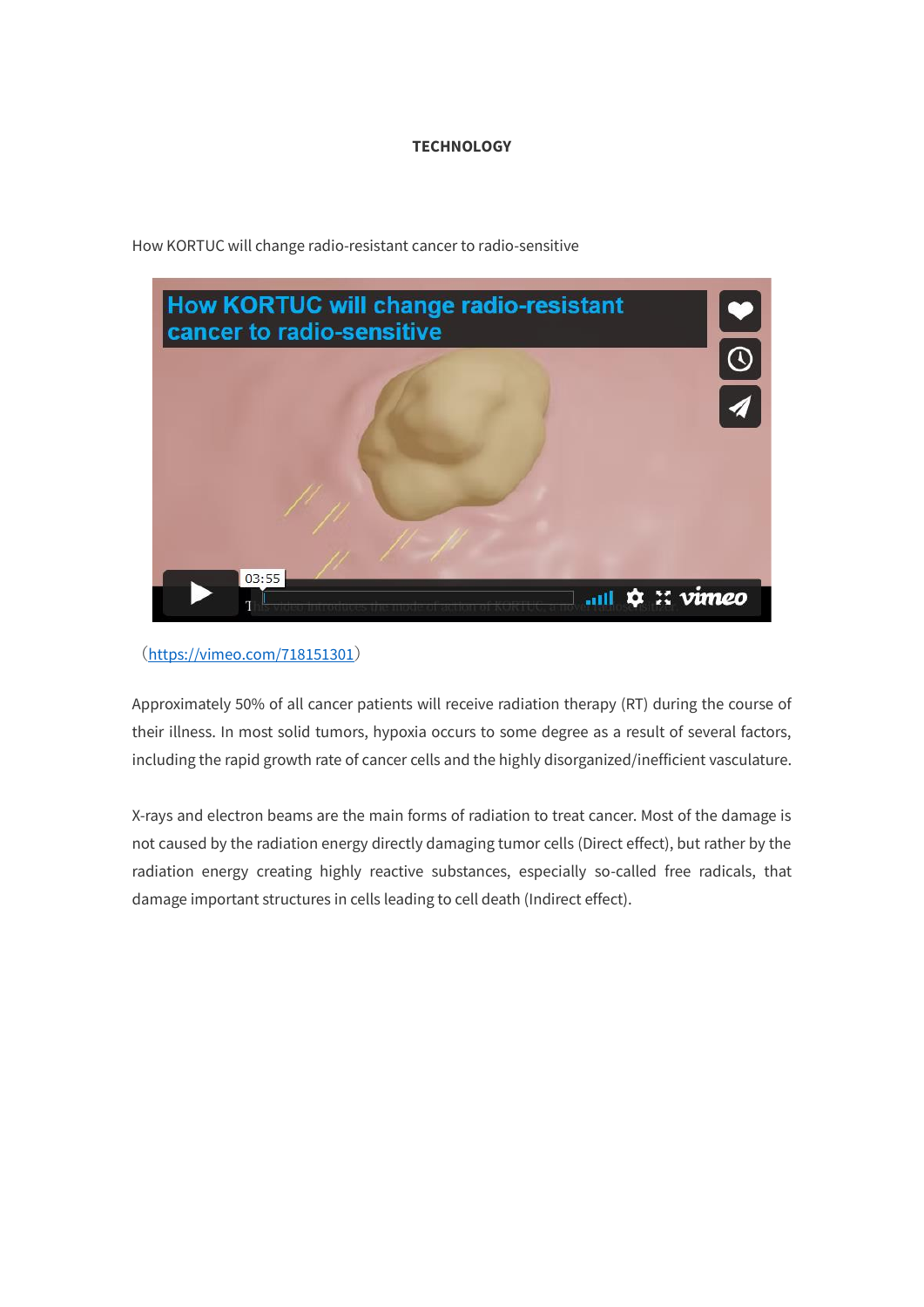**TECHNOLOGY**

How KORTUC will change radio-resistant cancer to radio-sensitive

(https://vimeo.com/718151301)

Approximately 50% of all cancer patients will receive radiation therapy (RT) during the course of their illness. In most solid tumors, hypoxia occurs to some degree as a result of several factors, including the rapid growth rate of cancer cells and the highly disorganized/inefficient vasculature.

X-rays and electron beams are the main forms of radiation to treat cancer. Most of the damage is not caused by the radiation energy directly damaging tumor cells (Direct effect), but rather by the radiation energy creating highly reactive substances, especially so-called free radicals, that damage important structures in cells leading to cell death (Indirect effect).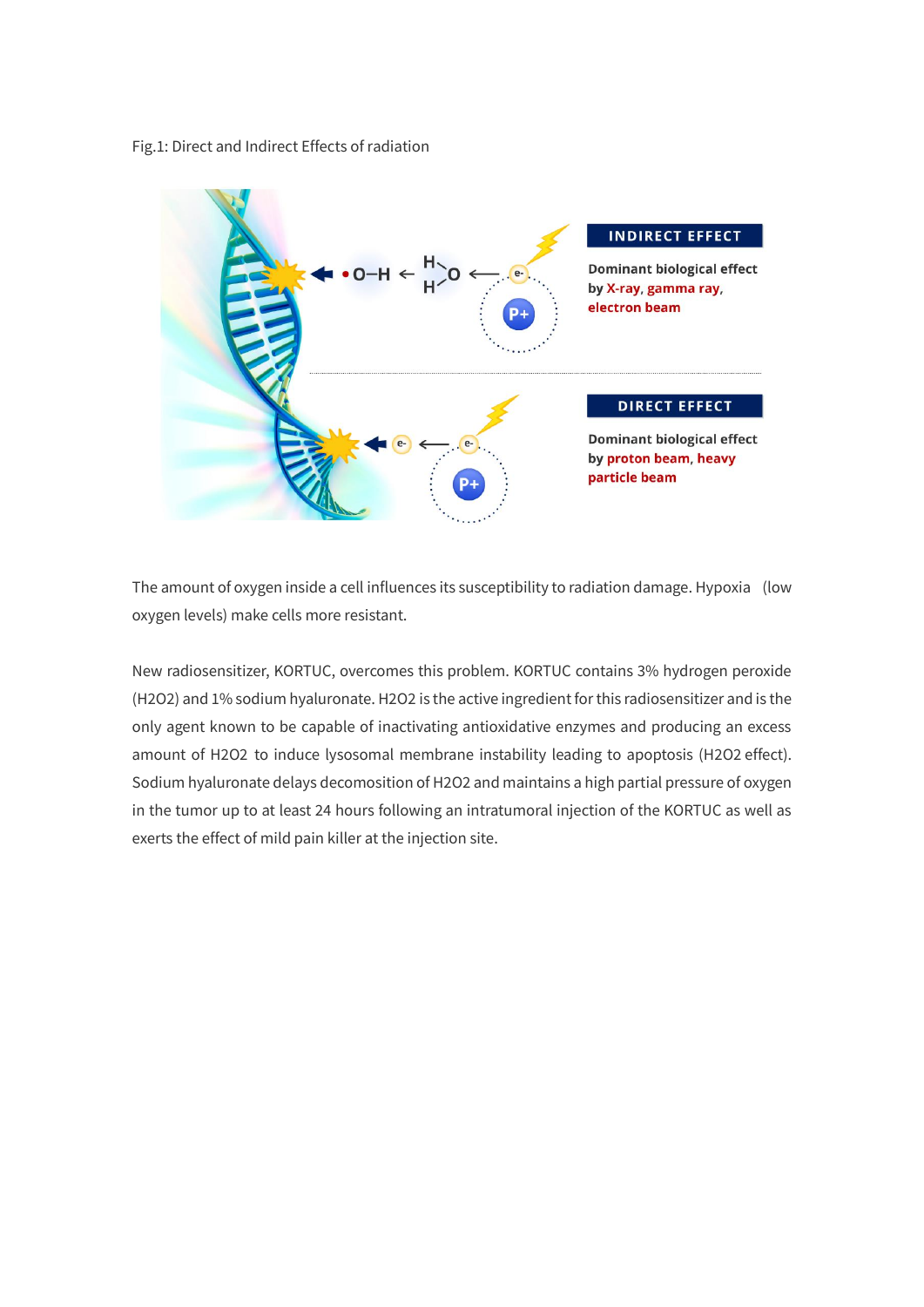Fig.1: Direct and Indirect Effects of radiation

**INDIRECT EFFECT**

Dominant biological effect by X-ray, gamma ray, electron beam

**DIRECT EFFECT**

Dominant biological effect by proton beam, heavy particle beam

The amount of oxygen inside a cell influences its susceptibility to radiation damage. Hypoxia (low oxygen levels) make cells more resistant.

New radiosensitizer, KORTUC, overcomes this problem. KORTUC contains 3% hydrogen peroxide ($H_2O_2$) and 1% sodium hyaluronate. $H_2O_2$ is the active ingredient for this radiosensitizer and is the only agent known to be capable of inactivating antioxidative enzymes and producing an excess amount of $H_2O_2$ to induce lysosomal membrane instability leading to apoptosis ($H_2O_2$ effect). Sodium hyaluronate delays decomosition of $H_2O_2$ and maintains a high partial pressure of oxygen in the tumor up to at least 24 hours following an intratumoral injection of the KORTUC as well as exerts the effect of mild pain killer at the injection site.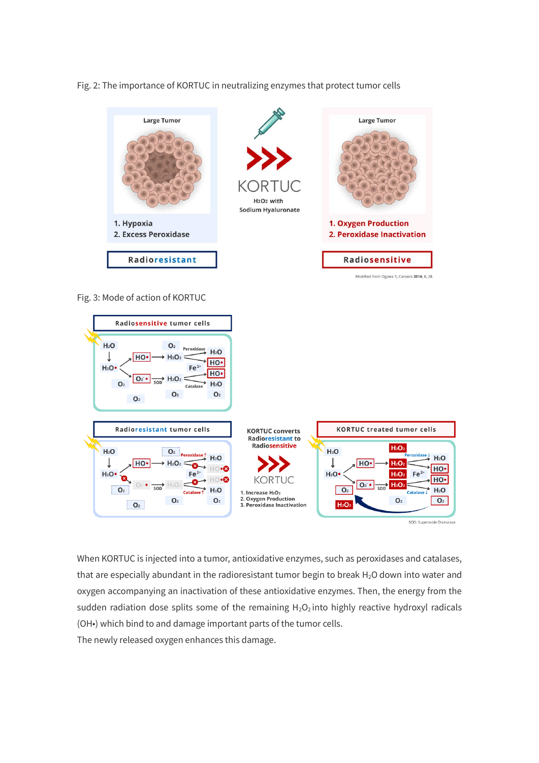Fig. 2: The importance of KORTUC in neutralizing enzymes that protect tumor cells

Large Tumor

1. Hypoxia
2. Excess Peroxidase

**Radioresistant**

KORTUC

$H_2O_2$ with Sodium Hyaluronate

Large Tumor

1. Oxygen Production
2. Peroxidase Inactivation

**Radiosensitive**

Modified from Ogawa Y, Cancers **2016**, 8, 28

Fig. 3: Mode of action of KORTUC

Radiosensitive tumor cells

Radioresistant tumor cells

KORTUC converts Radioresistant to Radiosensitive

KORTUC

1. Increase $H_2O_2$
2. Oxygen Production
3. Peroxidase Inactivation

KORTUC treated tumor cells

SOD: Superoxide Dismutase

When KORTUC is injected into a tumor, antioxidative enzymes, such as peroxidases and catalases, that are especially abundant in the radioresistant tumor begin to break $H_2O$ down into water and oxygen accompanying an inactivation of these antioxidative enzymes. Then, the energy from the sudden radiation dose splits some of the remaining $H_2O_2$ into highly reactive hydroxyl radicals (OH•) which bind to and damage important parts of the tumor cells.

The newly released oxygen enhances this damage.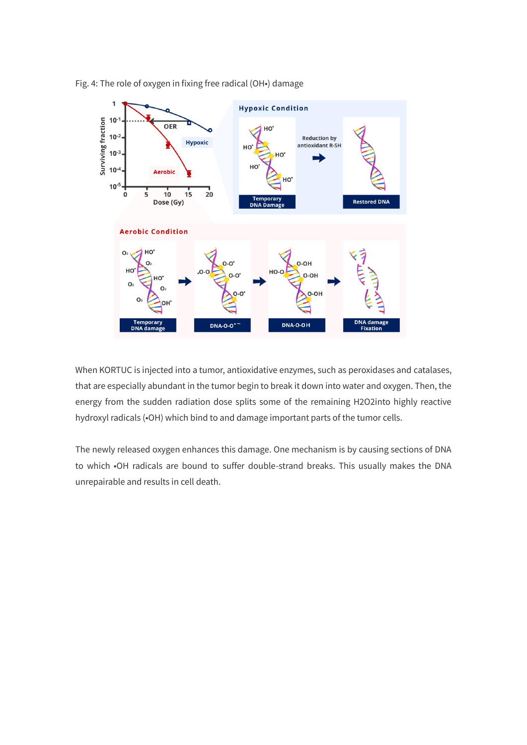Fig. 4: The role of oxygen in fixing free radical (OH•) damage

When KORTUC is injected into a tumor, antioxidative enzymes, such as peroxidases and catalases, that are especially abundant in the tumor begin to break it down into water and oxygen. Then, the energy from the sudden radiation dose splits some of the remaining $H_2O_2$into highly reactive hydroxyl radicals (•OH) which bind to and damage important parts of the tumor cells.

The newly released oxygen enhances this damage. One mechanism is by causing sections of DNA to which •OH radicals are bound to suffer double-strand breaks. This usually makes the DNA unrepairable and results in cell death.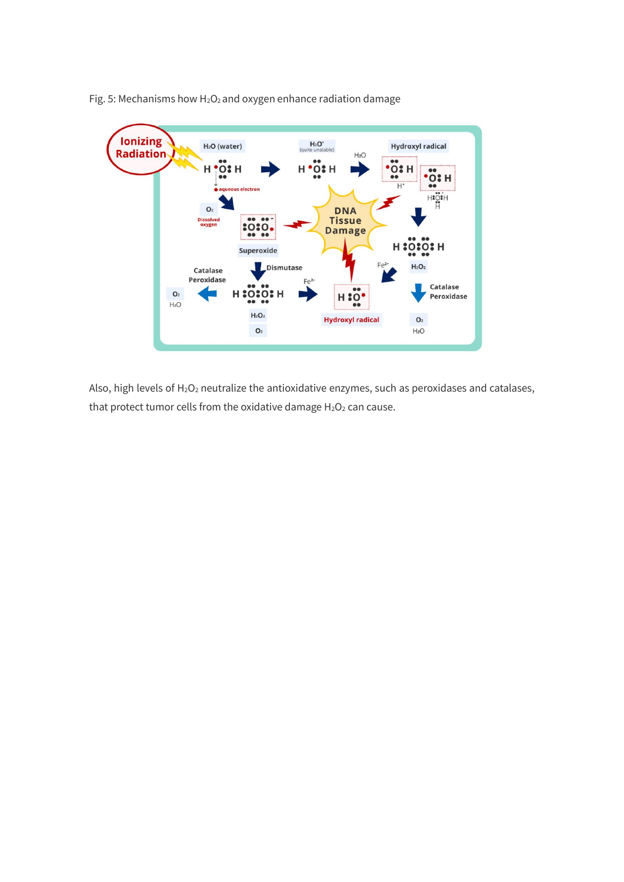Fig. 5: Mechanisms how $H_2O_2$ and oxygen enhance radiation damage

Ionizing Radiation

$H_2O$ (water)

aqueous electron

$H_2O^+$ (quite unstable)

$H_2O$

Hydroxyl radical

$H^+$

$O_2$

Dissolved oxygen

Superoxide

DNA Tissue Damage

$H_2O_2$

Dismutase

Catalase Peroxidase

$O_2$

$H_2O$

$H_2O_2$

$O_2$

$Fe^{2+}$

Hydroxyl radical

$Fe^{2+}$

Catalase Peroxidase

$O_2$

$H_2O$

Also, high levels of $H_2O_2$ neutralize the antioxidative enzymes, such as peroxidases and catalases, that protect tumor cells from the oxidative damage $H_2O_2$ can cause.